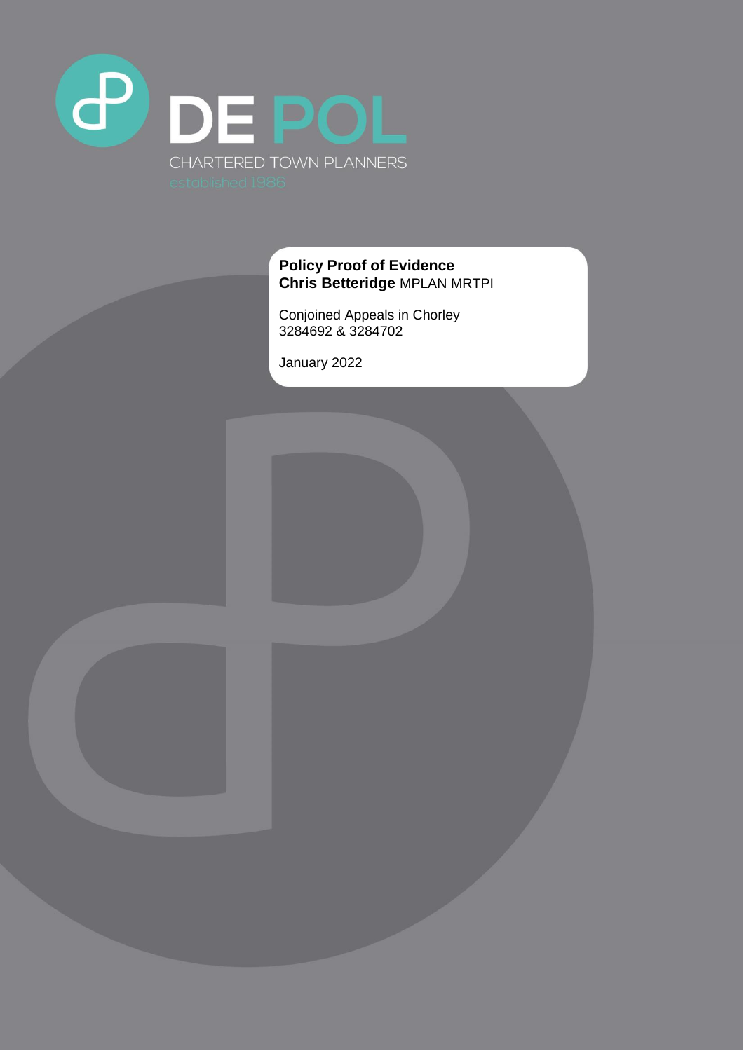DE POL

CHARTERED TOWN PLANNERS

established 1986

**Policy Proof of Evidence**

**Chris Betteridge** MPLAN MRTPI

Conjoined Appeals in Chorley
3284692 & 3284702

January 2022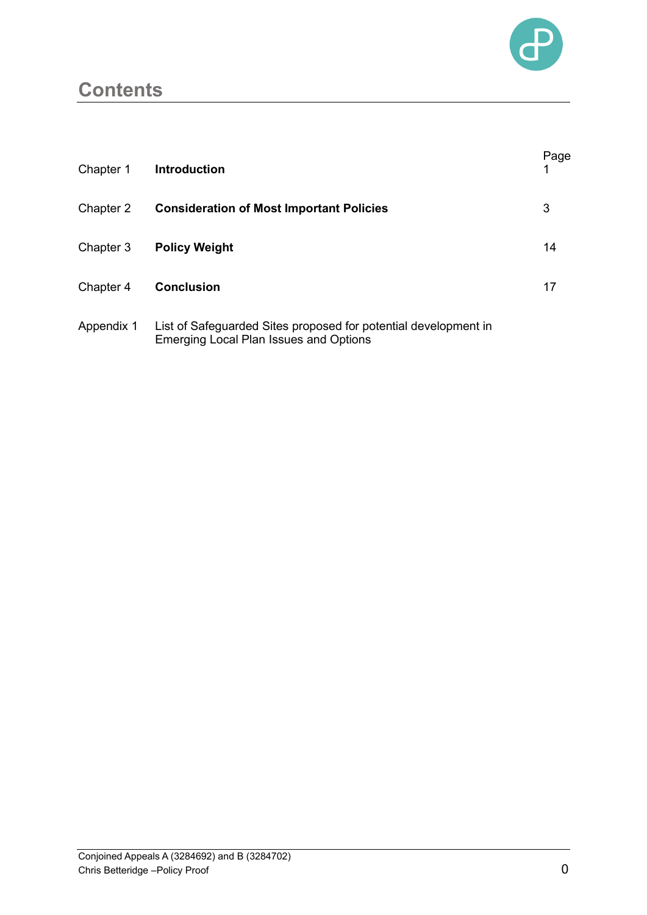# Contents

| | | Page |
|---|---|---|
| Chapter 1 | **Introduction** | 1 |
| Chapter 2 | **Consideration of Most Important Policies** | 3 |
| Chapter 3 | **Policy Weight** | 14 |
| Chapter 4 | **Conclusion** | 17 |
| Appendix 1 | List of Safeguarded Sites proposed for potential development in Emerging Local Plan Issues and Options | |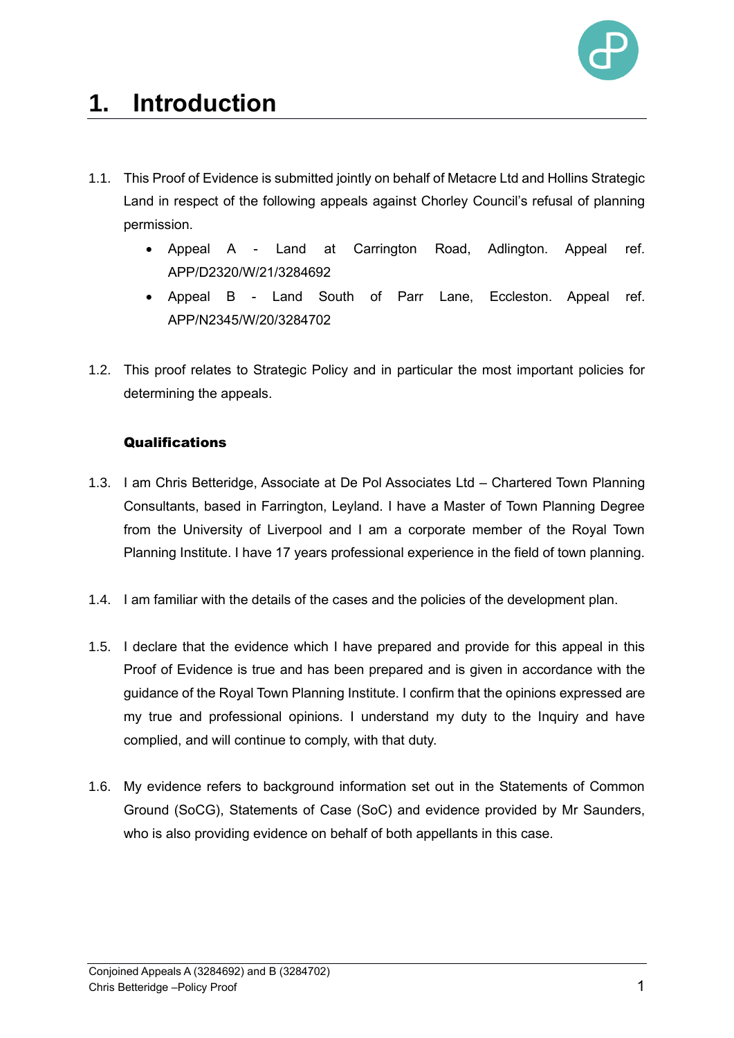# 1. Introduction

1.1. This Proof of Evidence is submitted jointly on behalf of Metacre Ltd and Hollins Strategic Land in respect of the following appeals against Chorley Council's refusal of planning permission.

- Appeal A - Land at Carrington Road, Adlington. Appeal ref. APP/D2320/W/21/3284692
- Appeal B - Land South of Parr Lane, Eccleston. Appeal ref. APP/N2345/W/20/3284702

1.2. This proof relates to Strategic Policy and in particular the most important policies for determining the appeals.

**Qualifications**

1.3. I am Chris Betteridge, Associate at De Pol Associates Ltd – Chartered Town Planning Consultants, based in Farrington, Leyland. I have a Master of Town Planning Degree from the University of Liverpool and I am a corporate member of the Royal Town Planning Institute. I have 17 years professional experience in the field of town planning.

1.4. I am familiar with the details of the cases and the policies of the development plan.

1.5. I declare that the evidence which I have prepared and provide for this appeal in this Proof of Evidence is true and has been prepared and is given in accordance with the guidance of the Royal Town Planning Institute. I confirm that the opinions expressed are my true and professional opinions. I understand my duty to the Inquiry and have complied, and will continue to comply, with that duty.

1.6. My evidence refers to background information set out in the Statements of Common Ground (SoCG), Statements of Case (SoC) and evidence provided by Mr Saunders, who is also providing evidence on behalf of both appellants in this case.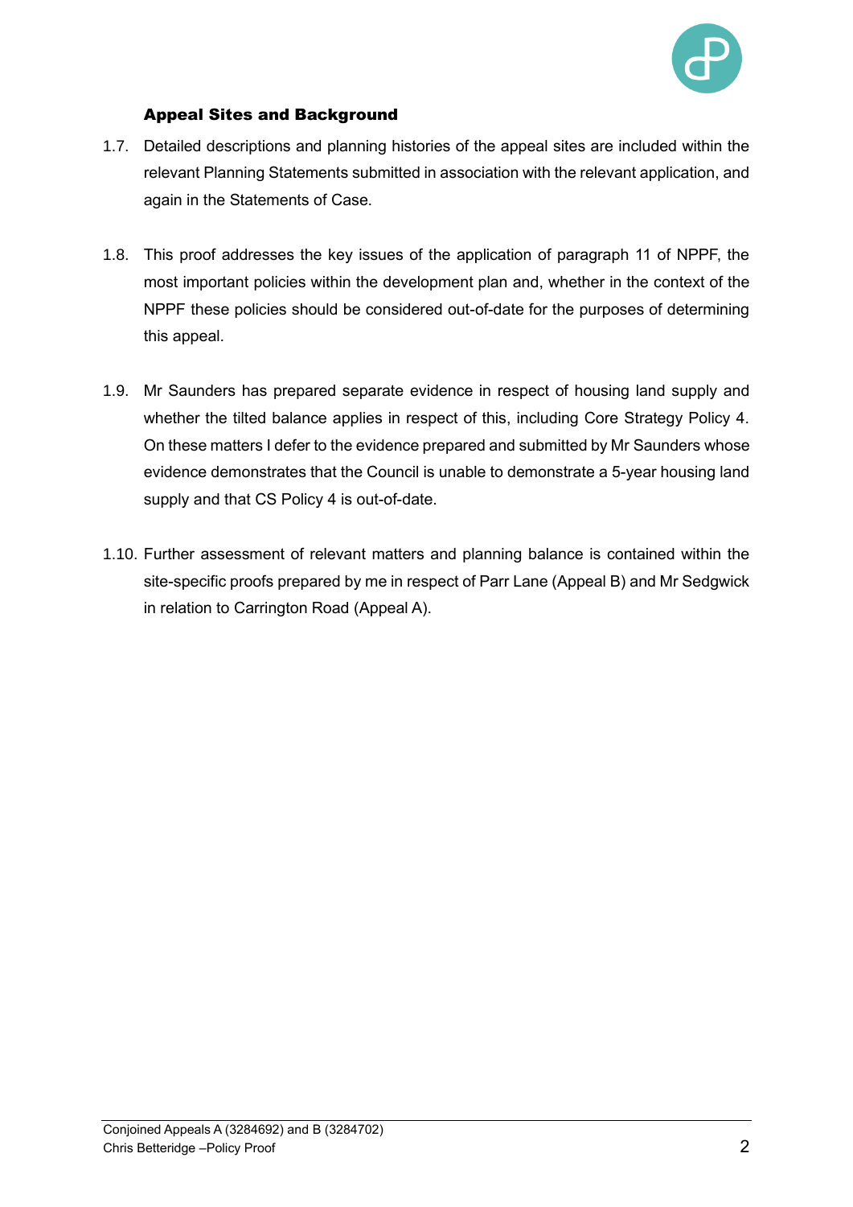### Appeal Sites and Background

1.7. Detailed descriptions and planning histories of the appeal sites are included within the relevant Planning Statements submitted in association with the relevant application, and again in the Statements of Case.

1.8. This proof addresses the key issues of the application of paragraph 11 of NPPF, the most important policies within the development plan and, whether in the context of the NPPF these policies should be considered out-of-date for the purposes of determining this appeal.

1.9. Mr Saunders has prepared separate evidence in respect of housing land supply and whether the tilted balance applies in respect of this, including Core Strategy Policy 4. On these matters I defer to the evidence prepared and submitted by Mr Saunders whose evidence demonstrates that the Council is unable to demonstrate a 5-year housing land supply and that CS Policy 4 is out-of-date.

1.10. Further assessment of relevant matters and planning balance is contained within the site-specific proofs prepared by me in respect of Parr Lane (Appeal B) and Mr Sedgwick in relation to Carrington Road (Appeal A).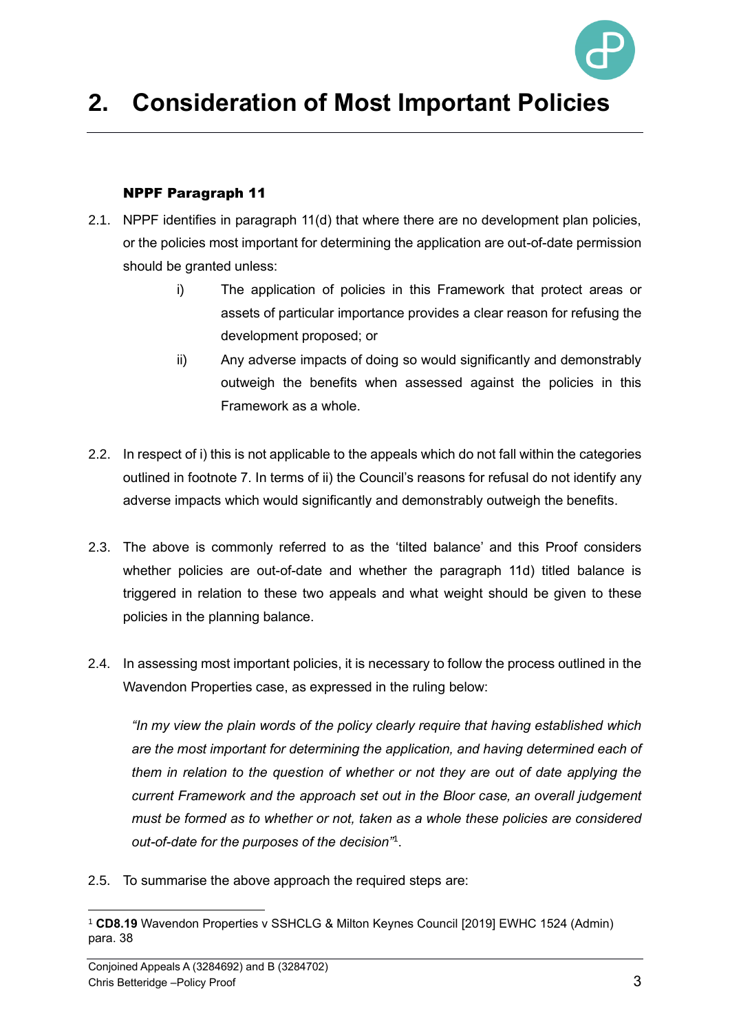# 2. Consideration of Most Important Policies

### NPPF Paragraph 11

2.1. NPPF identifies in paragraph 11(d) that where there are no development plan policies, or the policies most important for determining the application are out-of-date permission should be granted unless:

i) The application of policies in this Framework that protect areas or assets of particular importance provides a clear reason for refusing the development proposed; or

ii) Any adverse impacts of doing so would significantly and demonstrably outweigh the benefits when assessed against the policies in this Framework as a whole.

2.2. In respect of i) this is not applicable to the appeals which do not fall within the categories outlined in footnote 7. In terms of ii) the Council's reasons for refusal do not identify any adverse impacts which would significantly and demonstrably outweigh the benefits.

2.3. The above is commonly referred to as the 'tilted balance' and this Proof considers whether policies are out-of-date and whether the paragraph 11d) titled balance is triggered in relation to these two appeals and what weight should be given to these policies in the planning balance.

2.4. In assessing most important policies, it is necessary to follow the process outlined in the Wavendon Properties case, as expressed in the ruling below:

> *"In my view the plain words of the policy clearly require that having established which are the most important for determining the application, and having determined each of them in relation to the question of whether or not they are out of date applying the current Framework and the approach set out in the Bloor case, an overall judgement must be formed as to whether or not, taken as a whole these policies are considered out-of-date for the purposes of the decision"*[1].

2.5. To summarise the above approach the required steps are:

[1] **CD8.19** Wavendon Properties v SSHCLG & Milton Keynes Council [2019] EWHC 1524 (Admin) para. 38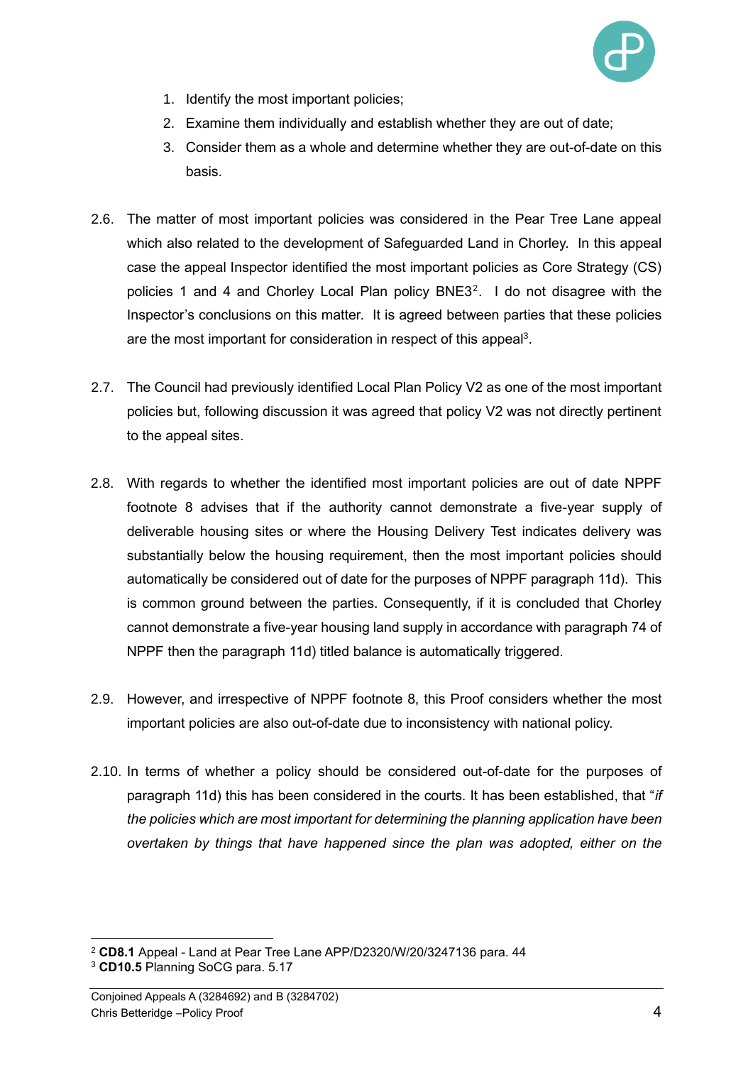1. Identify the most important policies;
2. Examine them individually and establish whether they are out of date;
3. Consider them as a whole and determine whether they are out-of-date on this basis.

2.6. The matter of most important policies was considered in the Pear Tree Lane appeal which also related to the development of Safeguarded Land in Chorley. In this appeal case the appeal Inspector identified the most important policies as Core Strategy (CS) policies 1 and 4 and Chorley Local Plan policy BNE3[2]. I do not disagree with the Inspector's conclusions on this matter. It is agreed between parties that these policies are the most important for consideration in respect of this appeal[3].

2.7. The Council had previously identified Local Plan Policy V2 as one of the most important policies but, following discussion it was agreed that policy V2 was not directly pertinent to the appeal sites.

2.8. With regards to whether the identified most important policies are out of date NPPF footnote 8 advises that if the authority cannot demonstrate a five-year supply of deliverable housing sites or where the Housing Delivery Test indicates delivery was substantially below the housing requirement, then the most important policies should automatically be considered out of date for the purposes of NPPF paragraph 11d). This is common ground between the parties. Consequently, if it is concluded that Chorley cannot demonstrate a five-year housing land supply in accordance with paragraph 74 of NPPF then the paragraph 11d) titled balance is automatically triggered.

2.9. However, and irrespective of NPPF footnote 8, this Proof considers whether the most important policies are also out-of-date due to inconsistency with national policy.

2.10. In terms of whether a policy should be considered out-of-date for the purposes of paragraph 11d) this has been considered in the courts. It has been established, that "*if the policies which are most important for determining the planning application have been overtaken by things that have happened since the plan was adopted, either on the*

---

[2] **CD8.1** Appeal - Land at Pear Tree Lane APP/D2320/W/20/3247136 para. 44

[3] **CD10.5** Planning SoCG para. 5.17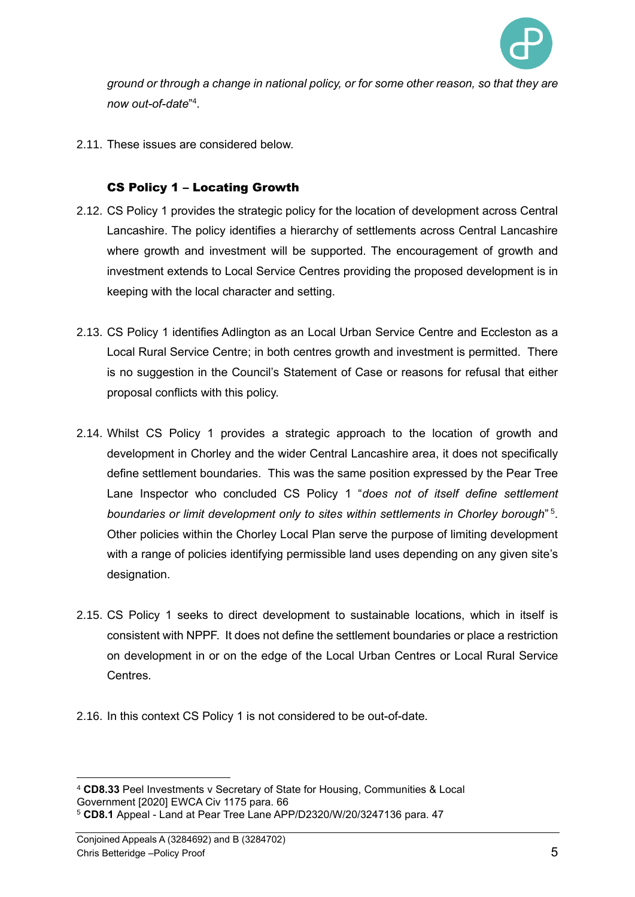*ground or through a change in national policy, or for some other reason, so that they are now out-of-date*"[4].

2.11. These issues are considered below.

### CS Policy 1 – Locating Growth

2.12. CS Policy 1 provides the strategic policy for the location of development across Central Lancashire. The policy identifies a hierarchy of settlements across Central Lancashire where growth and investment will be supported. The encouragement of growth and investment extends to Local Service Centres providing the proposed development is in keeping with the local character and setting.

2.13. CS Policy 1 identifies Adlington as an Local Urban Service Centre and Eccleston as a Local Rural Service Centre; in both centres growth and investment is permitted. There is no suggestion in the Council's Statement of Case or reasons for refusal that either proposal conflicts with this policy.

2.14. Whilst CS Policy 1 provides a strategic approach to the location of growth and development in Chorley and the wider Central Lancashire area, it does not specifically define settlement boundaries. This was the same position expressed by the Pear Tree Lane Inspector who concluded CS Policy 1 "*does not of itself define settlement boundaries or limit development only to sites within settlements in Chorley borough*"[5]. Other policies within the Chorley Local Plan serve the purpose of limiting development with a range of policies identifying permissible land uses depending on any given site's designation.

2.15. CS Policy 1 seeks to direct development to sustainable locations, which in itself is consistent with NPPF. It does not define the settlement boundaries or place a restriction on development in or on the edge of the Local Urban Centres or Local Rural Service Centres.

2.16. In this context CS Policy 1 is not considered to be out-of-date.

---

[4] **CD8.33** Peel Investments v Secretary of State for Housing, Communities & Local Government [2020] EWCA Civ 1175 para. 66

[5] **CD8.1** Appeal - Land at Pear Tree Lane APP/D2320/W/20/3247136 para. 47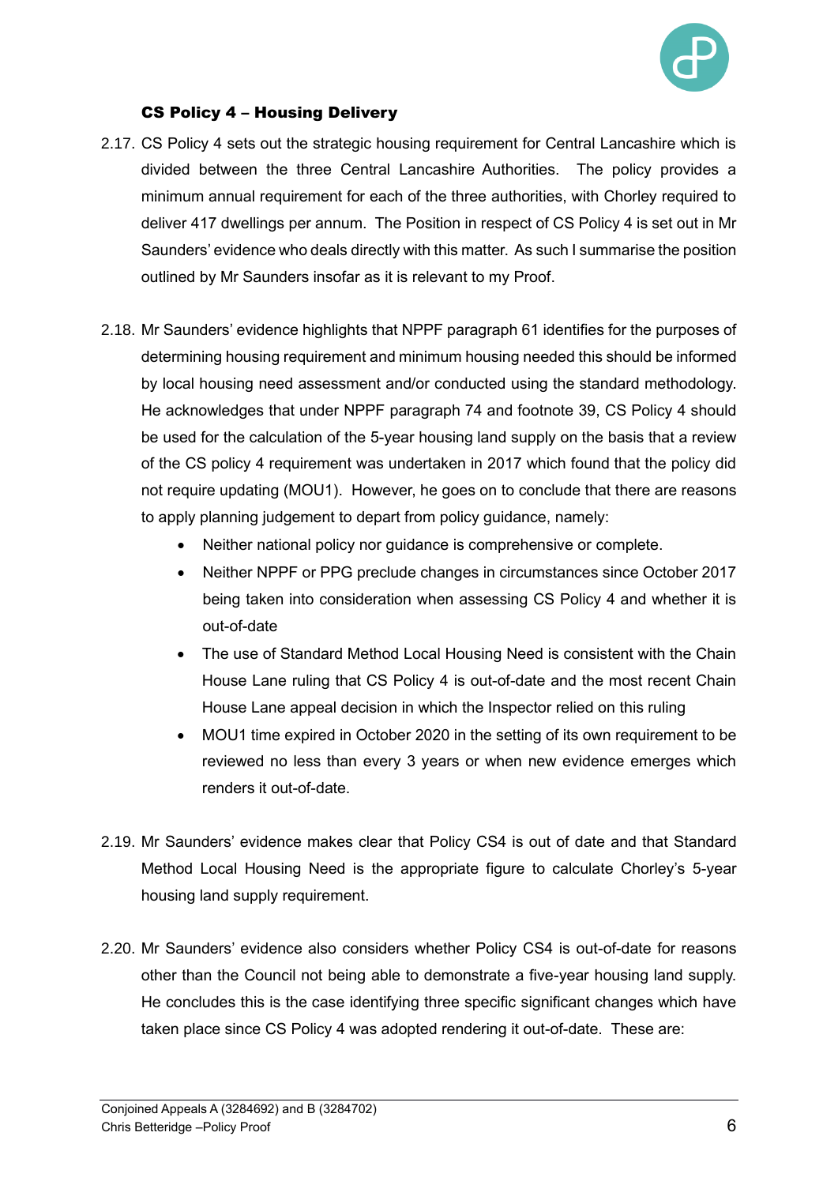### CS Policy 4 – Housing Delivery

2.17. CS Policy 4 sets out the strategic housing requirement for Central Lancashire which is divided between the three Central Lancashire Authorities. The policy provides a minimum annual requirement for each of the three authorities, with Chorley required to deliver 417 dwellings per annum. The Position in respect of CS Policy 4 is set out in Mr Saunders' evidence who deals directly with this matter. As such I summarise the position outlined by Mr Saunders insofar as it is relevant to my Proof.

2.18. Mr Saunders' evidence highlights that NPPF paragraph 61 identifies for the purposes of determining housing requirement and minimum housing needed this should be informed by local housing need assessment and/or conducted using the standard methodology. He acknowledges that under NPPF paragraph 74 and footnote 39, CS Policy 4 should be used for the calculation of the 5-year housing land supply on the basis that a review of the CS policy 4 requirement was undertaken in 2017 which found that the policy did not require updating (MOU1). However, he goes on to conclude that there are reasons to apply planning judgement to depart from policy guidance, namely:

- Neither national policy nor guidance is comprehensive or complete.
- Neither NPPF or PPG preclude changes in circumstances since October 2017 being taken into consideration when assessing CS Policy 4 and whether it is out-of-date
- The use of Standard Method Local Housing Need is consistent with the Chain House Lane ruling that CS Policy 4 is out-of-date and the most recent Chain House Lane appeal decision in which the Inspector relied on this ruling
- MOU1 time expired in October 2020 in the setting of its own requirement to be reviewed no less than every 3 years or when new evidence emerges which renders it out-of-date.

2.19. Mr Saunders' evidence makes clear that Policy CS4 is out of date and that Standard Method Local Housing Need is the appropriate figure to calculate Chorley's 5-year housing land supply requirement.

2.20. Mr Saunders' evidence also considers whether Policy CS4 is out-of-date for reasons other than the Council not being able to demonstrate a five-year housing land supply. He concludes this is the case identifying three specific significant changes which have taken place since CS Policy 4 was adopted rendering it out-of-date. These are: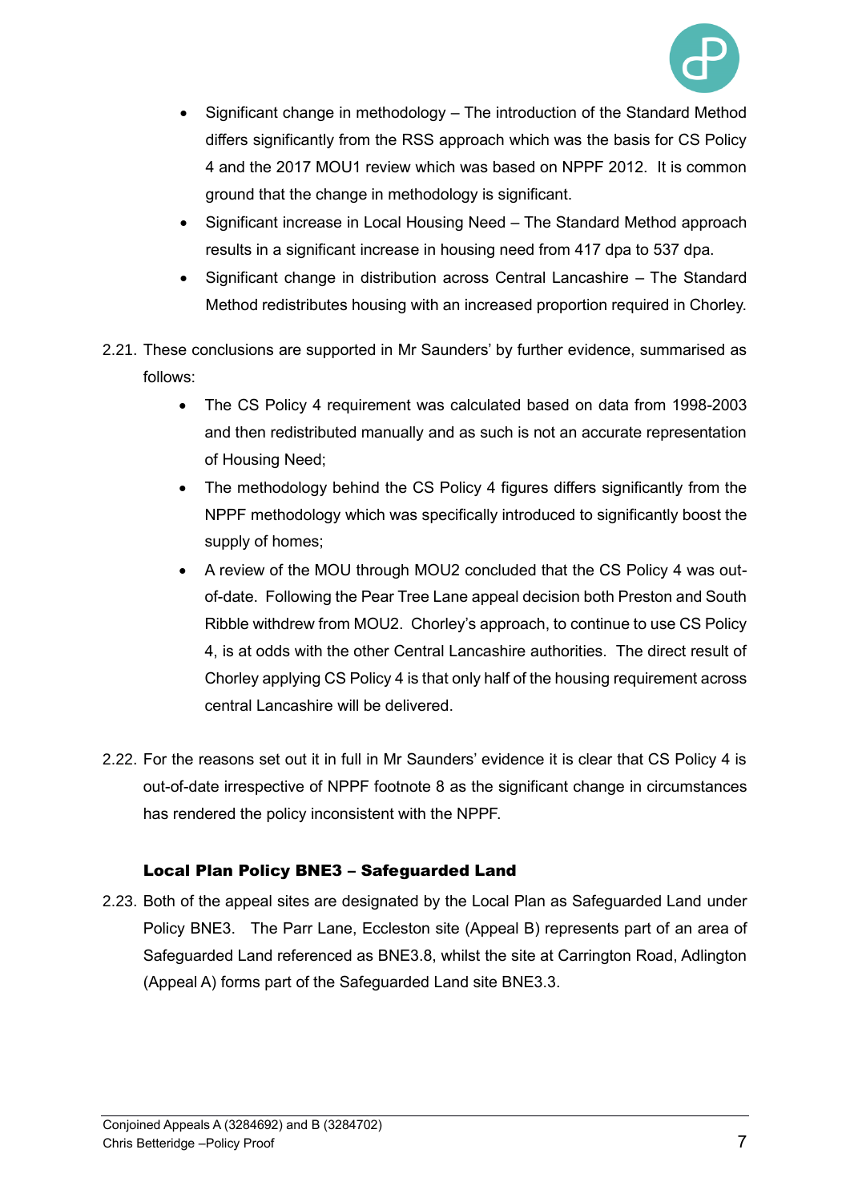- Significant change in methodology – The introduction of the Standard Method differs significantly from the RSS approach which was the basis for CS Policy 4 and the 2017 MOU1 review which was based on NPPF 2012. It is common ground that the change in methodology is significant.
- Significant increase in Local Housing Need – The Standard Method approach results in a significant increase in housing need from 417 dpa to 537 dpa.
- Significant change in distribution across Central Lancashire – The Standard Method redistributes housing with an increased proportion required in Chorley.

2.21. These conclusions are supported in Mr Saunders' by further evidence, summarised as follows:

- The CS Policy 4 requirement was calculated based on data from 1998-2003 and then redistributed manually and as such is not an accurate representation of Housing Need;
- The methodology behind the CS Policy 4 figures differs significantly from the NPPF methodology which was specifically introduced to significantly boost the supply of homes;
- A review of the MOU through MOU2 concluded that the CS Policy 4 was out-of-date. Following the Pear Tree Lane appeal decision both Preston and South Ribble withdrew from MOU2. Chorley's approach, to continue to use CS Policy 4, is at odds with the other Central Lancashire authorities. The direct result of Chorley applying CS Policy 4 is that only half of the housing requirement across central Lancashire will be delivered.

2.22. For the reasons set out it in full in Mr Saunders' evidence it is clear that CS Policy 4 is out-of-date irrespective of NPPF footnote 8 as the significant change in circumstances has rendered the policy inconsistent with the NPPF.

### Local Plan Policy BNE3 – Safeguarded Land

2.23. Both of the appeal sites are designated by the Local Plan as Safeguarded Land under Policy BNE3. The Parr Lane, Eccleston site (Appeal B) represents part of an area of Safeguarded Land referenced as BNE3.8, whilst the site at Carrington Road, Adlington (Appeal A) forms part of the Safeguarded Land site BNE3.3.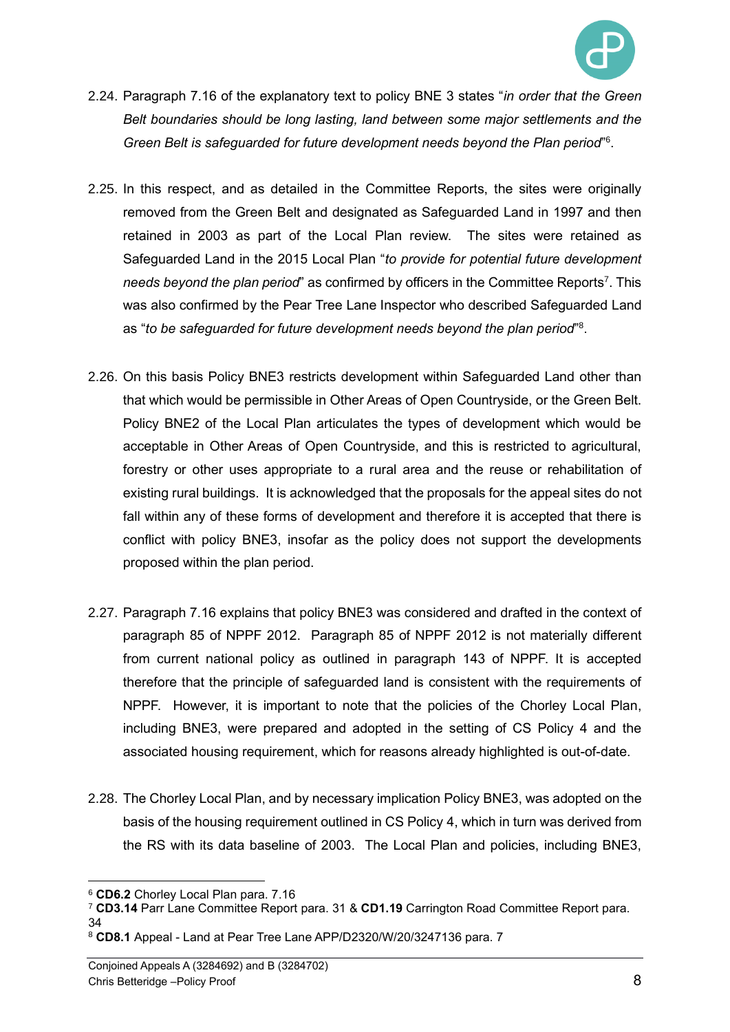2.24. Paragraph 7.16 of the explanatory text to policy BNE 3 states "*in order that the Green Belt boundaries should be long lasting, land between some major settlements and the Green Belt is safeguarded for future development needs beyond the Plan period*"[6].

2.25. In this respect, and as detailed in the Committee Reports, the sites were originally removed from the Green Belt and designated as Safeguarded Land in 1997 and then retained in 2003 as part of the Local Plan review. The sites were retained as Safeguarded Land in the 2015 Local Plan "*to provide for potential future development needs beyond the plan period*" as confirmed by officers in the Committee Reports[7]. This was also confirmed by the Pear Tree Lane Inspector who described Safeguarded Land as "*to be safeguarded for future development needs beyond the plan period*"[8].

2.26. On this basis Policy BNE3 restricts development within Safeguarded Land other than that which would be permissible in Other Areas of Open Countryside, or the Green Belt. Policy BNE2 of the Local Plan articulates the types of development which would be acceptable in Other Areas of Open Countryside, and this is restricted to agricultural, forestry or other uses appropriate to a rural area and the reuse or rehabilitation of existing rural buildings. It is acknowledged that the proposals for the appeal sites do not fall within any of these forms of development and therefore it is accepted that there is conflict with policy BNE3, insofar as the policy does not support the developments proposed within the plan period.

2.27. Paragraph 7.16 explains that policy BNE3 was considered and drafted in the context of paragraph 85 of NPPF 2012. Paragraph 85 of NPPF 2012 is not materially different from current national policy as outlined in paragraph 143 of NPPF. It is accepted therefore that the principle of safeguarded land is consistent with the requirements of NPPF. However, it is important to note that the policies of the Chorley Local Plan, including BNE3, were prepared and adopted in the setting of CS Policy 4 and the associated housing requirement, which for reasons already highlighted is out-of-date.

2.28. The Chorley Local Plan, and by necessary implication Policy BNE3, was adopted on the basis of the housing requirement outlined in CS Policy 4, which in turn was derived from the RS with its data baseline of 2003. The Local Plan and policies, including BNE3,

---

[6] **CD6.2** Chorley Local Plan para. 7.16

[7] **CD3.14** Parr Lane Committee Report para. 31 & **CD1.19** Carrington Road Committee Report para. 34

[8] **CD8.1** Appeal - Land at Pear Tree Lane APP/D2320/W/20/3247136 para. 7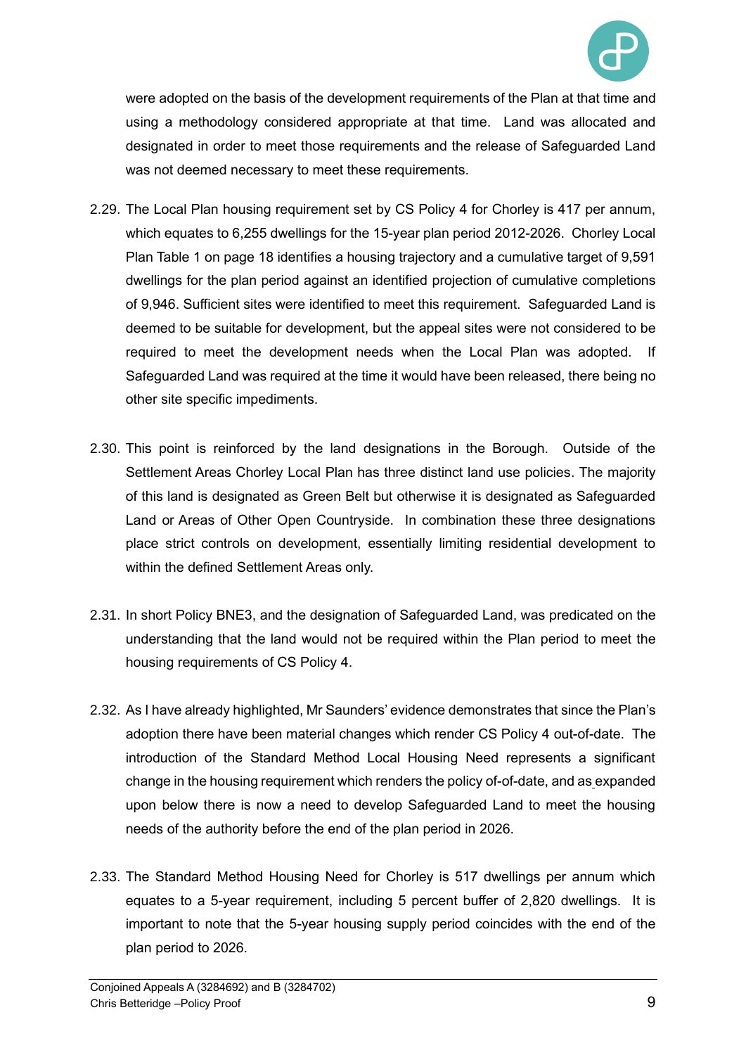were adopted on the basis of the development requirements of the Plan at that time and using a methodology considered appropriate at that time. Land was allocated and designated in order to meet those requirements and the release of Safeguarded Land was not deemed necessary to meet these requirements.

2.29. The Local Plan housing requirement set by CS Policy 4 for Chorley is 417 per annum, which equates to 6,255 dwellings for the 15-year plan period 2012-2026. Chorley Local Plan Table 1 on page 18 identifies a housing trajectory and a cumulative target of 9,591 dwellings for the plan period against an identified projection of cumulative completions of 9,946. Sufficient sites were identified to meet this requirement. Safeguarded Land is deemed to be suitable for development, but the appeal sites were not considered to be required to meet the development needs when the Local Plan was adopted. If Safeguarded Land was required at the time it would have been released, there being no other site specific impediments.

2.30. This point is reinforced by the land designations in the Borough. Outside of the Settlement Areas Chorley Local Plan has three distinct land use policies. The majority of this land is designated as Green Belt but otherwise it is designated as Safeguarded Land or Areas of Other Open Countryside. In combination these three designations place strict controls on development, essentially limiting residential development to within the defined Settlement Areas only.

2.31. In short Policy BNE3, and the designation of Safeguarded Land, was predicated on the understanding that the land would not be required within the Plan period to meet the housing requirements of CS Policy 4.

2.32. As I have already highlighted, Mr Saunders' evidence demonstrates that since the Plan's adoption there have been material changes which render CS Policy 4 out-of-date. The introduction of the Standard Method Local Housing Need represents a significant change in the housing requirement which renders the policy of-of-date, and as expanded upon below there is now a need to develop Safeguarded Land to meet the housing needs of the authority before the end of the plan period in 2026.

2.33. The Standard Method Housing Need for Chorley is 517 dwellings per annum which equates to a 5-year requirement, including 5 percent buffer of 2,820 dwellings. It is important to note that the 5-year housing supply period coincides with the end of the plan period to 2026.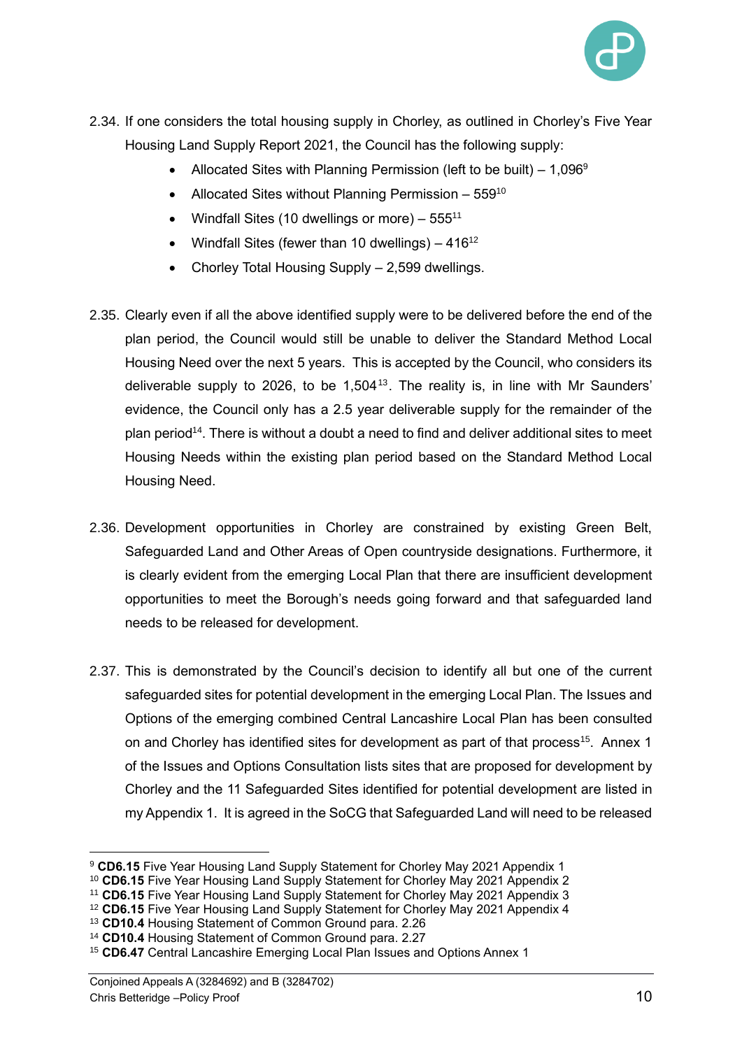2.34. If one considers the total housing supply in Chorley, as outlined in Chorley's Five Year Housing Land Supply Report 2021, the Council has the following supply:

- Allocated Sites with Planning Permission (left to be built) – 1,096[9]
- Allocated Sites without Planning Permission – 559[10]
- Windfall Sites (10 dwellings or more) – 555[11]
- Windfall Sites (fewer than 10 dwellings) – 416[12]
- Chorley Total Housing Supply – 2,599 dwellings.

2.35. Clearly even if all the above identified supply were to be delivered before the end of the plan period, the Council would still be unable to deliver the Standard Method Local Housing Need over the next 5 years. This is accepted by the Council, who considers its deliverable supply to 2026, to be 1,504[13]. The reality is, in line with Mr Saunders' evidence, the Council only has a 2.5 year deliverable supply for the remainder of the plan period[14]. There is without a doubt a need to find and deliver additional sites to meet Housing Needs within the existing plan period based on the Standard Method Local Housing Need.

2.36. Development opportunities in Chorley are constrained by existing Green Belt, Safeguarded Land and Other Areas of Open countryside designations. Furthermore, it is clearly evident from the emerging Local Plan that there are insufficient development opportunities to meet the Borough's needs going forward and that safeguarded land needs to be released for development.

2.37. This is demonstrated by the Council's decision to identify all but one of the current safeguarded sites for potential development in the emerging Local Plan. The Issues and Options of the emerging combined Central Lancashire Local Plan has been consulted on and Chorley has identified sites for development as part of that process[15]. Annex 1 of the Issues and Options Consultation lists sites that are proposed for development by Chorley and the 11 Safeguarded Sites identified for potential development are listed in my Appendix 1. It is agreed in the SoCG that Safeguarded Land will need to be released

---

[9] **CD6.15** Five Year Housing Land Supply Statement for Chorley May 2021 Appendix 1
[10] **CD6.15** Five Year Housing Land Supply Statement for Chorley May 2021 Appendix 2
[11] **CD6.15** Five Year Housing Land Supply Statement for Chorley May 2021 Appendix 3
[12] **CD6.15** Five Year Housing Land Supply Statement for Chorley May 2021 Appendix 4
[13] **CD10.4** Housing Statement of Common Ground para. 2.26
[14] **CD10.4** Housing Statement of Common Ground para. 2.27
[15] **CD6.47** Central Lancashire Emerging Local Plan Issues and Options Annex 1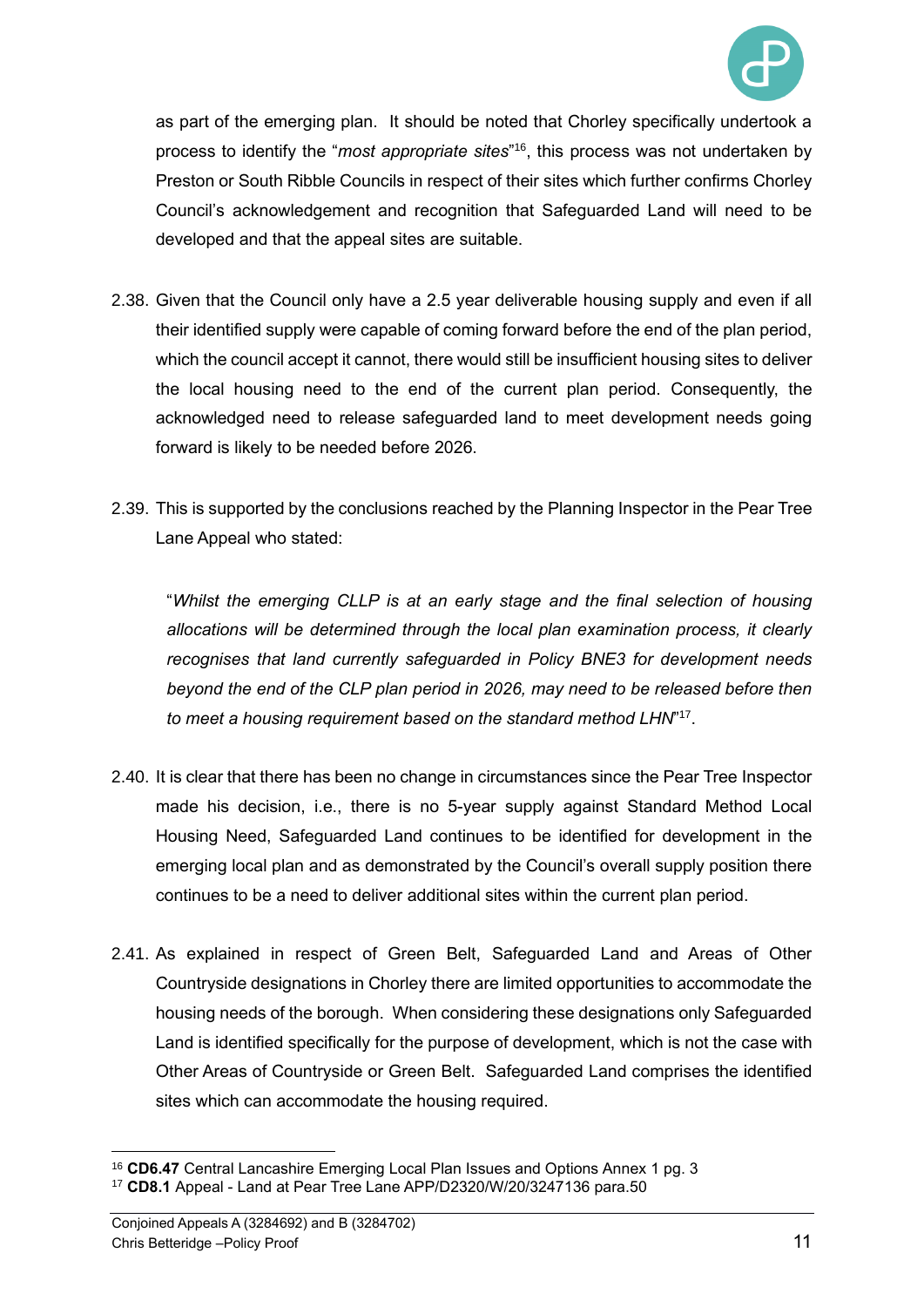as part of the emerging plan. It should be noted that Chorley specifically undertook a process to identify the "*most appropriate sites*"[16], this process was not undertaken by Preston or South Ribble Councils in respect of their sites which further confirms Chorley Council's acknowledgement and recognition that Safeguarded Land will need to be developed and that the appeal sites are suitable.

2.38. Given that the Council only have a 2.5 year deliverable housing supply and even if all their identified supply were capable of coming forward before the end of the plan period, which the council accept it cannot, there would still be insufficient housing sites to deliver the local housing need to the end of the current plan period. Consequently, the acknowledged need to release safeguarded land to meet development needs going forward is likely to be needed before 2026.

2.39. This is supported by the conclusions reached by the Planning Inspector in the Pear Tree Lane Appeal who stated:

> "*Whilst the emerging CLLP is at an early stage and the final selection of housing allocations will be determined through the local plan examination process, it clearly recognises that land currently safeguarded in Policy BNE3 for development needs beyond the end of the CLP plan period in 2026, may need to be released before then to meet a housing requirement based on the standard method LHN*"[17].

2.40. It is clear that there has been no change in circumstances since the Pear Tree Inspector made his decision, i.e., there is no 5-year supply against Standard Method Local Housing Need, Safeguarded Land continues to be identified for development in the emerging local plan and as demonstrated by the Council's overall supply position there continues to be a need to deliver additional sites within the current plan period.

2.41. As explained in respect of Green Belt, Safeguarded Land and Areas of Other Countryside designations in Chorley there are limited opportunities to accommodate the housing needs of the borough. When considering these designations only Safeguarded Land is identified specifically for the purpose of development, which is not the case with Other Areas of Countryside or Green Belt. Safeguarded Land comprises the identified sites which can accommodate the housing required.

---

[16] **CD6.47** Central Lancashire Emerging Local Plan Issues and Options Annex 1 pg. 3

[17] **CD8.1** Appeal - Land at Pear Tree Lane APP/D2320/W/20/3247136 para.50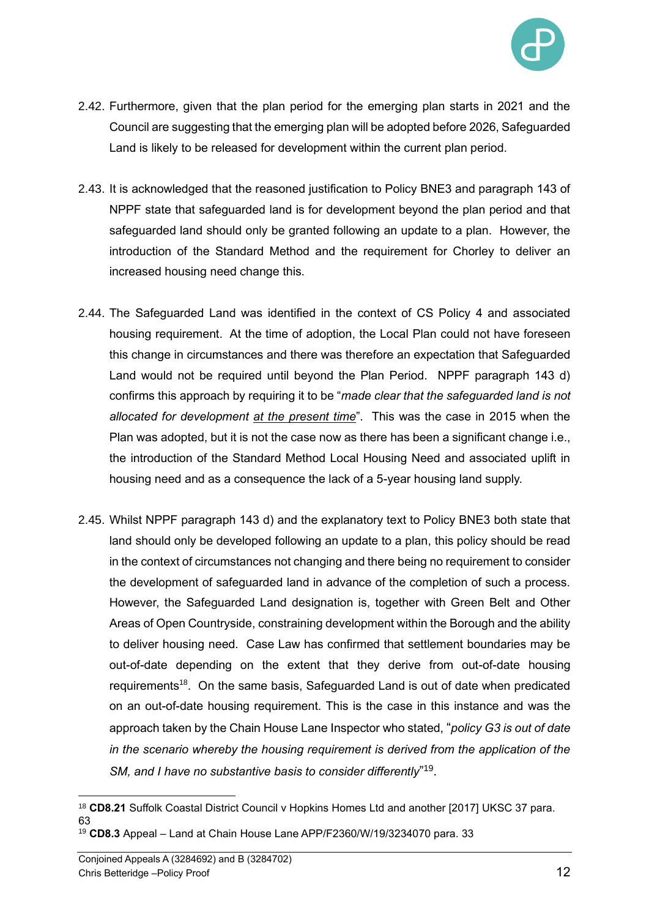2.42. Furthermore, given that the plan period for the emerging plan starts in 2021 and the Council are suggesting that the emerging plan will be adopted before 2026, Safeguarded Land is likely to be released for development within the current plan period.

2.43. It is acknowledged that the reasoned justification to Policy BNE3 and paragraph 143 of NPPF state that safeguarded land is for development beyond the plan period and that safeguarded land should only be granted following an update to a plan. However, the introduction of the Standard Method and the requirement for Chorley to deliver an increased housing need change this.

2.44. The Safeguarded Land was identified in the context of CS Policy 4 and associated housing requirement. At the time of adoption, the Local Plan could not have foreseen this change in circumstances and there was therefore an expectation that Safeguarded Land would not be required until beyond the Plan Period. NPPF paragraph 143 d) confirms this approach by requiring it to be "*made clear that the safeguarded land is not allocated for development <u>at the present time</u>*". This was the case in 2015 when the Plan was adopted, but it is not the case now as there has been a significant change i.e., the introduction of the Standard Method Local Housing Need and associated uplift in housing need and as a consequence the lack of a 5-year housing land supply.

2.45. Whilst NPPF paragraph 143 d) and the explanatory text to Policy BNE3 both state that land should only be developed following an update to a plan, this policy should be read in the context of circumstances not changing and there being no requirement to consider the development of safeguarded land in advance of the completion of such a process. However, the Safeguarded Land designation is, together with Green Belt and Other Areas of Open Countryside, constraining development within the Borough and the ability to deliver housing need. Case Law has confirmed that settlement boundaries may be out-of-date depending on the extent that they derive from out-of-date housing requirements[18]. On the same basis, Safeguarded Land is out of date when predicated on an out-of-date housing requirement. This is the case in this instance and was the approach taken by the Chain House Lane Inspector who stated, "*policy G3 is out of date in the scenario whereby the housing requirement is derived from the application of the SM, and I have no substantive basis to consider differently*"[19].

---

[18] **CD8.21** Suffolk Coastal District Council v Hopkins Homes Ltd and another [2017] UKSC 37 para. 63

[19] **CD8.3** Appeal – Land at Chain House Lane APP/F2360/W/19/3234070 para. 33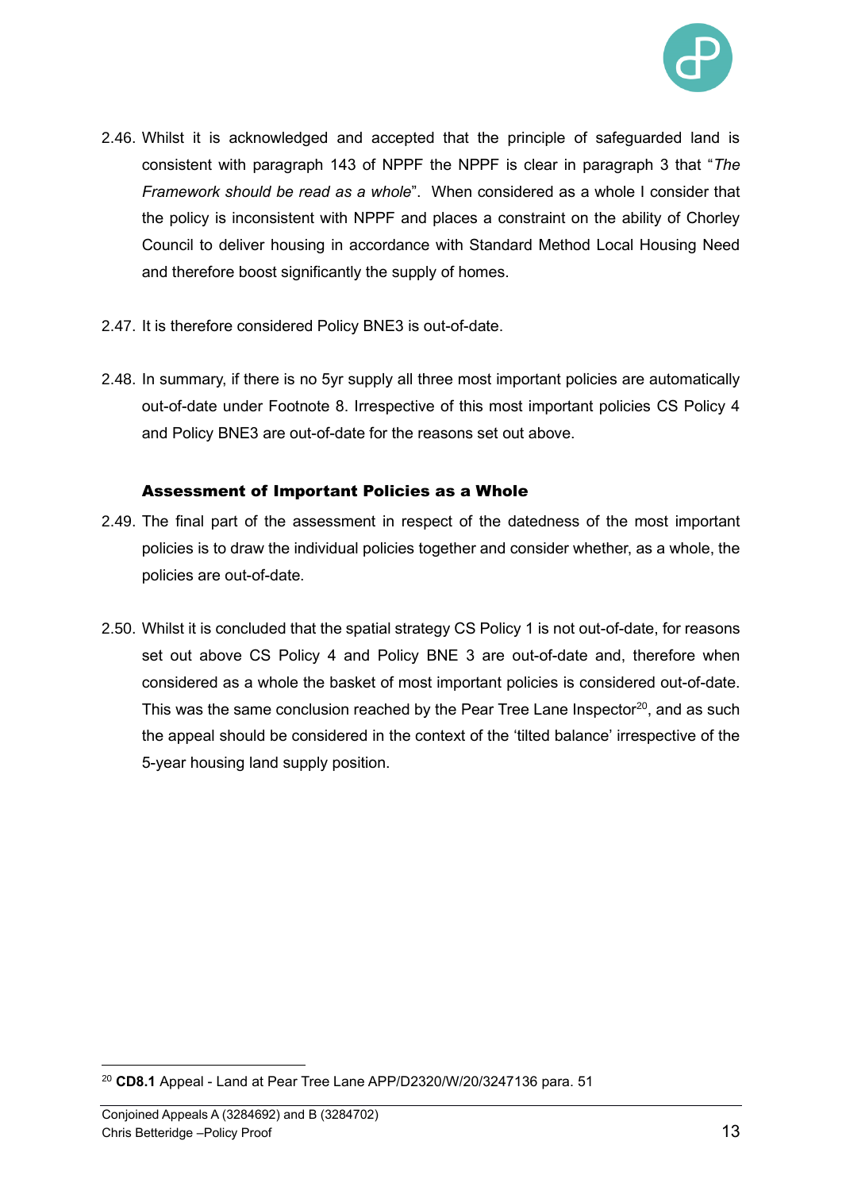2.46. Whilst it is acknowledged and accepted that the principle of safeguarded land is consistent with paragraph 143 of NPPF the NPPF is clear in paragraph 3 that "*The Framework should be read as a whole*". When considered as a whole I consider that the policy is inconsistent with NPPF and places a constraint on the ability of Chorley Council to deliver housing in accordance with Standard Method Local Housing Need and therefore boost significantly the supply of homes.

2.47. It is therefore considered Policy BNE3 is out-of-date.

2.48. In summary, if there is no 5yr supply all three most important policies are automatically out-of-date under Footnote 8. Irrespective of this most important policies CS Policy 4 and Policy BNE3 are out-of-date for the reasons set out above.

**Assessment of Important Policies as a Whole**

2.49. The final part of the assessment in respect of the datedness of the most important policies is to draw the individual policies together and consider whether, as a whole, the policies are out-of-date.

2.50. Whilst it is concluded that the spatial strategy CS Policy 1 is not out-of-date, for reasons set out above CS Policy 4 and Policy BNE 3 are out-of-date and, therefore when considered as a whole the basket of most important policies is considered out-of-date. This was the same conclusion reached by the Pear Tree Lane Inspector[20], and as such the appeal should be considered in the context of the 'tilted balance' irrespective of the 5-year housing land supply position.

[20] **CD8.1** Appeal - Land at Pear Tree Lane APP/D2320/W/20/3247136 para. 51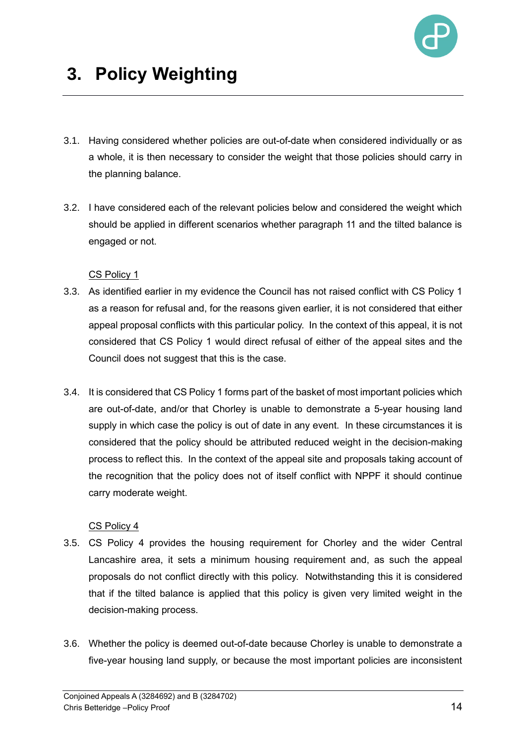# 3. Policy Weighting

3.1. Having considered whether policies are out-of-date when considered individually or as a whole, it is then necessary to consider the weight that those policies should carry in the planning balance.

3.2. I have considered each of the relevant policies below and considered the weight which should be applied in different scenarios whether paragraph 11 and the tilted balance is engaged or not.

<u>CS Policy 1</u>

3.3. As identified earlier in my evidence the Council has not raised conflict with CS Policy 1 as a reason for refusal and, for the reasons given earlier, it is not considered that either appeal proposal conflicts with this particular policy. In the context of this appeal, it is not considered that CS Policy 1 would direct refusal of either of the appeal sites and the Council does not suggest that this is the case.

3.4. It is considered that CS Policy 1 forms part of the basket of most important policies which are out-of-date, and/or that Chorley is unable to demonstrate a 5-year housing land supply in which case the policy is out of date in any event. In these circumstances it is considered that the policy should be attributed reduced weight in the decision-making process to reflect this. In the context of the appeal site and proposals taking account of the recognition that the policy does not of itself conflict with NPPF it should continue carry moderate weight.

<u>CS Policy 4</u>

3.5. CS Policy 4 provides the housing requirement for Chorley and the wider Central Lancashire area, it sets a minimum housing requirement and, as such the appeal proposals do not conflict directly with this policy. Notwithstanding this it is considered that if the tilted balance is applied that this policy is given very limited weight in the decision-making process.

3.6. Whether the policy is deemed out-of-date because Chorley is unable to demonstrate a five-year housing land supply, or because the most important policies are inconsistent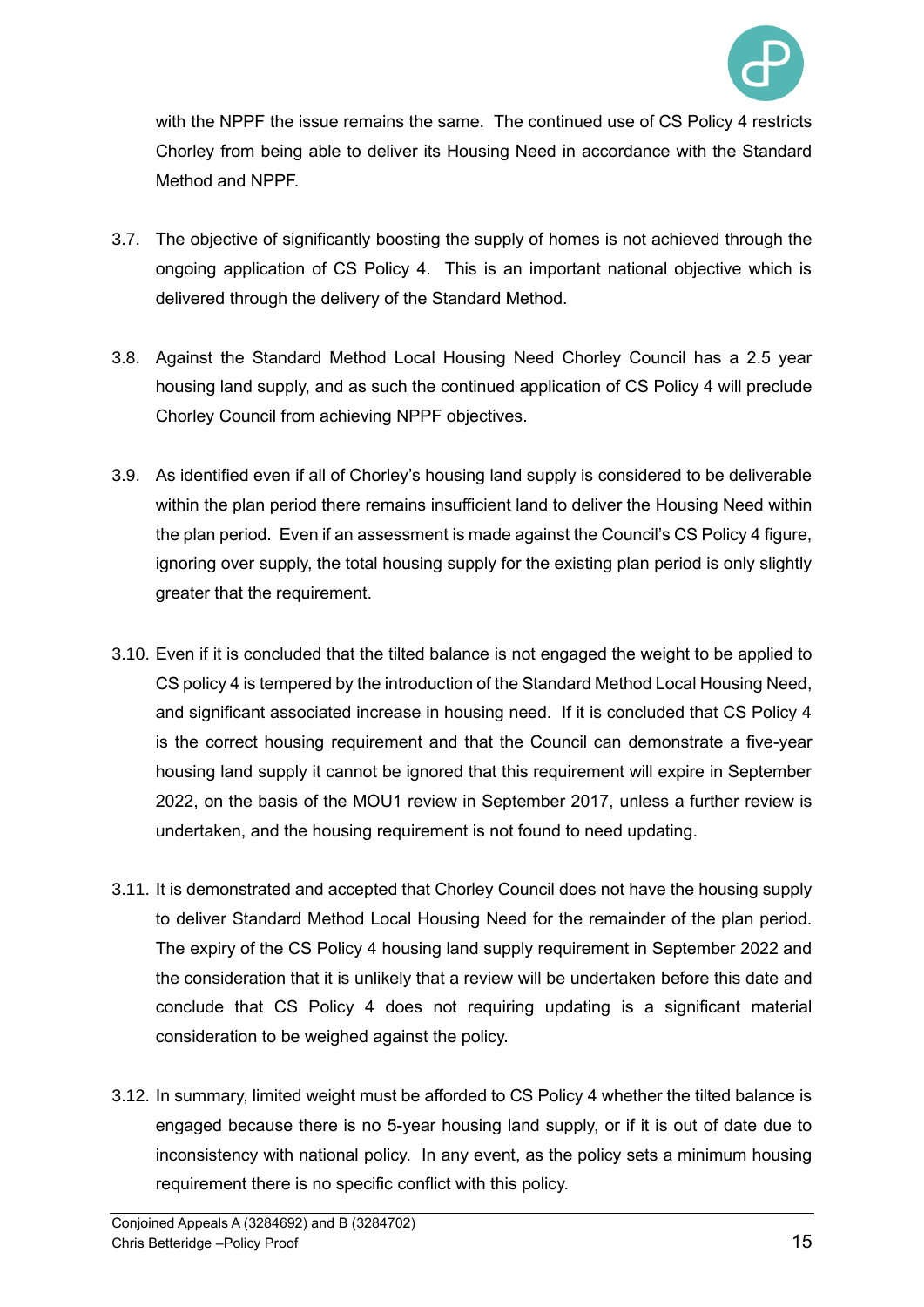with the NPPF the issue remains the same. The continued use of CS Policy 4 restricts Chorley from being able to deliver its Housing Need in accordance with the Standard Method and NPPF.

3.7. The objective of significantly boosting the supply of homes is not achieved through the ongoing application of CS Policy 4. This is an important national objective which is delivered through the delivery of the Standard Method.

3.8. Against the Standard Method Local Housing Need Chorley Council has a 2.5 year housing land supply, and as such the continued application of CS Policy 4 will preclude Chorley Council from achieving NPPF objectives.

3.9. As identified even if all of Chorley's housing land supply is considered to be deliverable within the plan period there remains insufficient land to deliver the Housing Need within the plan period. Even if an assessment is made against the Council's CS Policy 4 figure, ignoring over supply, the total housing supply for the existing plan period is only slightly greater that the requirement.

3.10. Even if it is concluded that the tilted balance is not engaged the weight to be applied to CS policy 4 is tempered by the introduction of the Standard Method Local Housing Need, and significant associated increase in housing need. If it is concluded that CS Policy 4 is the correct housing requirement and that the Council can demonstrate a five-year housing land supply it cannot be ignored that this requirement will expire in September 2022, on the basis of the MOU1 review in September 2017, unless a further review is undertaken, and the housing requirement is not found to need updating.

3.11. It is demonstrated and accepted that Chorley Council does not have the housing supply to deliver Standard Method Local Housing Need for the remainder of the plan period. The expiry of the CS Policy 4 housing land supply requirement in September 2022 and the consideration that it is unlikely that a review will be undertaken before this date and conclude that CS Policy 4 does not requiring updating is a significant material consideration to be weighed against the policy.

3.12. In summary, limited weight must be afforded to CS Policy 4 whether the tilted balance is engaged because there is no 5-year housing land supply, or if it is out of date due to inconsistency with national policy. In any event, as the policy sets a minimum housing requirement there is no specific conflict with this policy.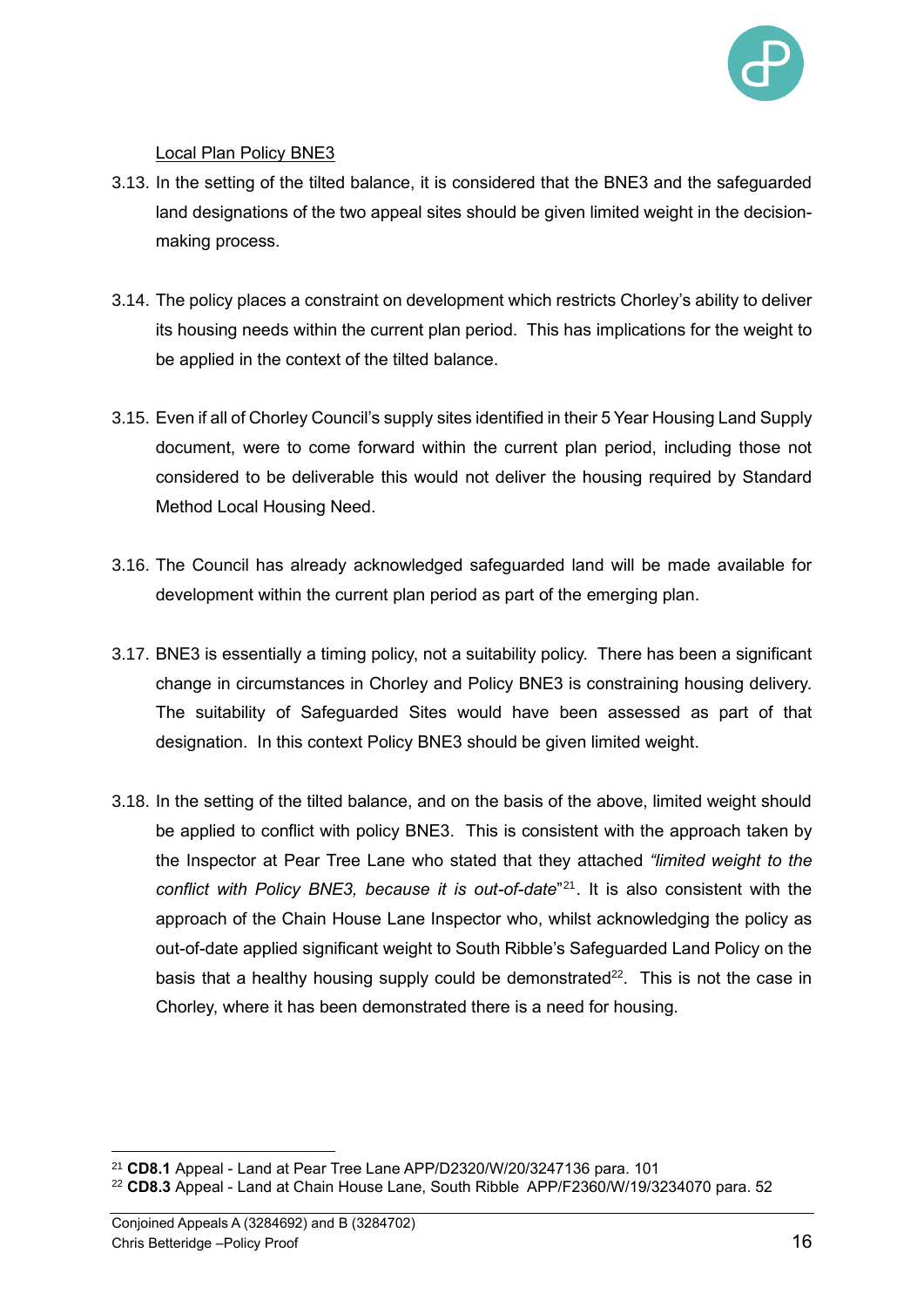Local Plan Policy BNE3

3.13. In the setting of the tilted balance, it is considered that the BNE3 and the safeguarded land designations of the two appeal sites should be given limited weight in the decision-making process.

3.14. The policy places a constraint on development which restricts Chorley's ability to deliver its housing needs within the current plan period. This has implications for the weight to be applied in the context of the tilted balance.

3.15. Even if all of Chorley Council's supply sites identified in their 5 Year Housing Land Supply document, were to come forward within the current plan period, including those not considered to be deliverable this would not deliver the housing required by Standard Method Local Housing Need.

3.16. The Council has already acknowledged safeguarded land will be made available for development within the current plan period as part of the emerging plan.

3.17. BNE3 is essentially a timing policy, not a suitability policy. There has been a significant change in circumstances in Chorley and Policy BNE3 is constraining housing delivery. The suitability of Safeguarded Sites would have been assessed as part of that designation. In this context Policy BNE3 should be given limited weight.

3.18. In the setting of the tilted balance, and on the basis of the above, limited weight should be applied to conflict with policy BNE3. This is consistent with the approach taken by the Inspector at Pear Tree Lane who stated that they attached *"limited weight to the conflict with Policy BNE3, because it is out-of-date"*[21]. It is also consistent with the approach of the Chain House Lane Inspector who, whilst acknowledging the policy as out-of-date applied significant weight to South Ribble's Safeguarded Land Policy on the basis that a healthy housing supply could be demonstrated[22]. This is not the case in Chorley, where it has been demonstrated there is a need for housing.

---

[21] **CD8.1** Appeal - Land at Pear Tree Lane APP/D2320/W/20/3247136 para. 101

[22] **CD8.3** Appeal - Land at Chain House Lane, South Ribble APP/F2360/W/19/3234070 para. 52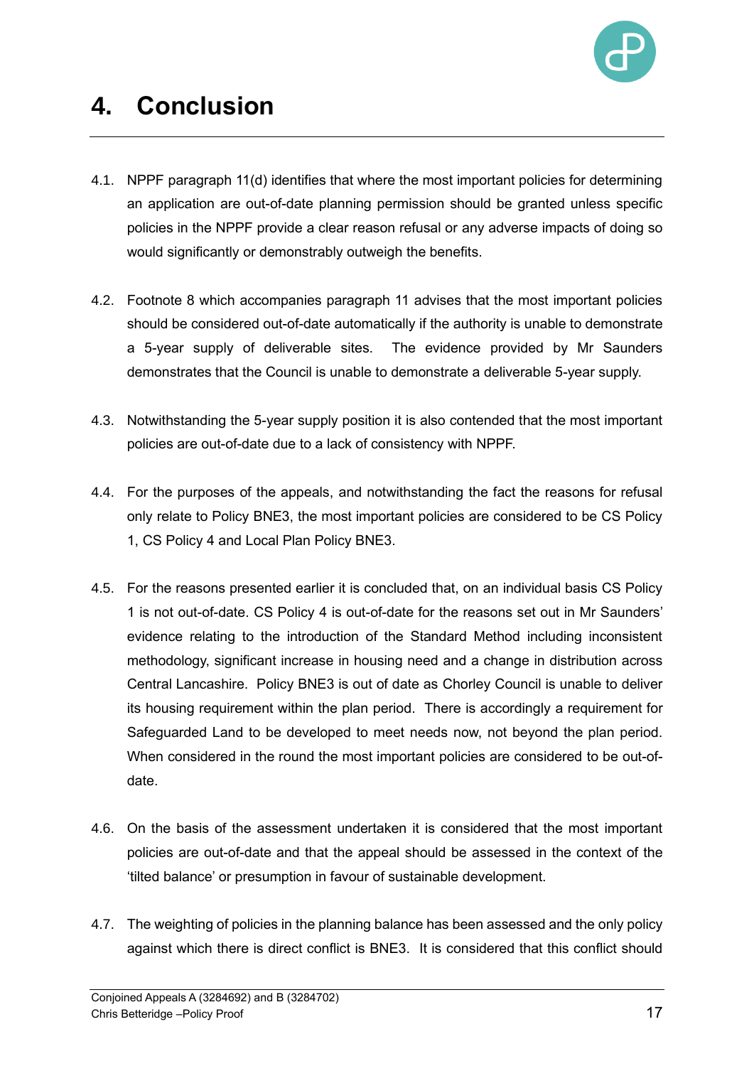# 4. Conclusion

4.1. NPPF paragraph 11(d) identifies that where the most important policies for determining an application are out-of-date planning permission should be granted unless specific policies in the NPPF provide a clear reason refusal or any adverse impacts of doing so would significantly or demonstrably outweigh the benefits.

4.2. Footnote 8 which accompanies paragraph 11 advises that the most important policies should be considered out-of-date automatically if the authority is unable to demonstrate a 5-year supply of deliverable sites. The evidence provided by Mr Saunders demonstrates that the Council is unable to demonstrate a deliverable 5-year supply.

4.3. Notwithstanding the 5-year supply position it is also contended that the most important policies are out-of-date due to a lack of consistency with NPPF.

4.4. For the purposes of the appeals, and notwithstanding the fact the reasons for refusal only relate to Policy BNE3, the most important policies are considered to be CS Policy 1, CS Policy 4 and Local Plan Policy BNE3.

4.5. For the reasons presented earlier it is concluded that, on an individual basis CS Policy 1 is not out-of-date. CS Policy 4 is out-of-date for the reasons set out in Mr Saunders' evidence relating to the introduction of the Standard Method including inconsistent methodology, significant increase in housing need and a change in distribution across Central Lancashire. Policy BNE3 is out of date as Chorley Council is unable to deliver its housing requirement within the plan period. There is accordingly a requirement for Safeguarded Land to be developed to meet needs now, not beyond the plan period. When considered in the round the most important policies are considered to be out-of-date.

4.6. On the basis of the assessment undertaken it is considered that the most important policies are out-of-date and that the appeal should be assessed in the context of the 'tilted balance' or presumption in favour of sustainable development.

4.7. The weighting of policies in the planning balance has been assessed and the only policy against which there is direct conflict is BNE3. It is considered that this conflict should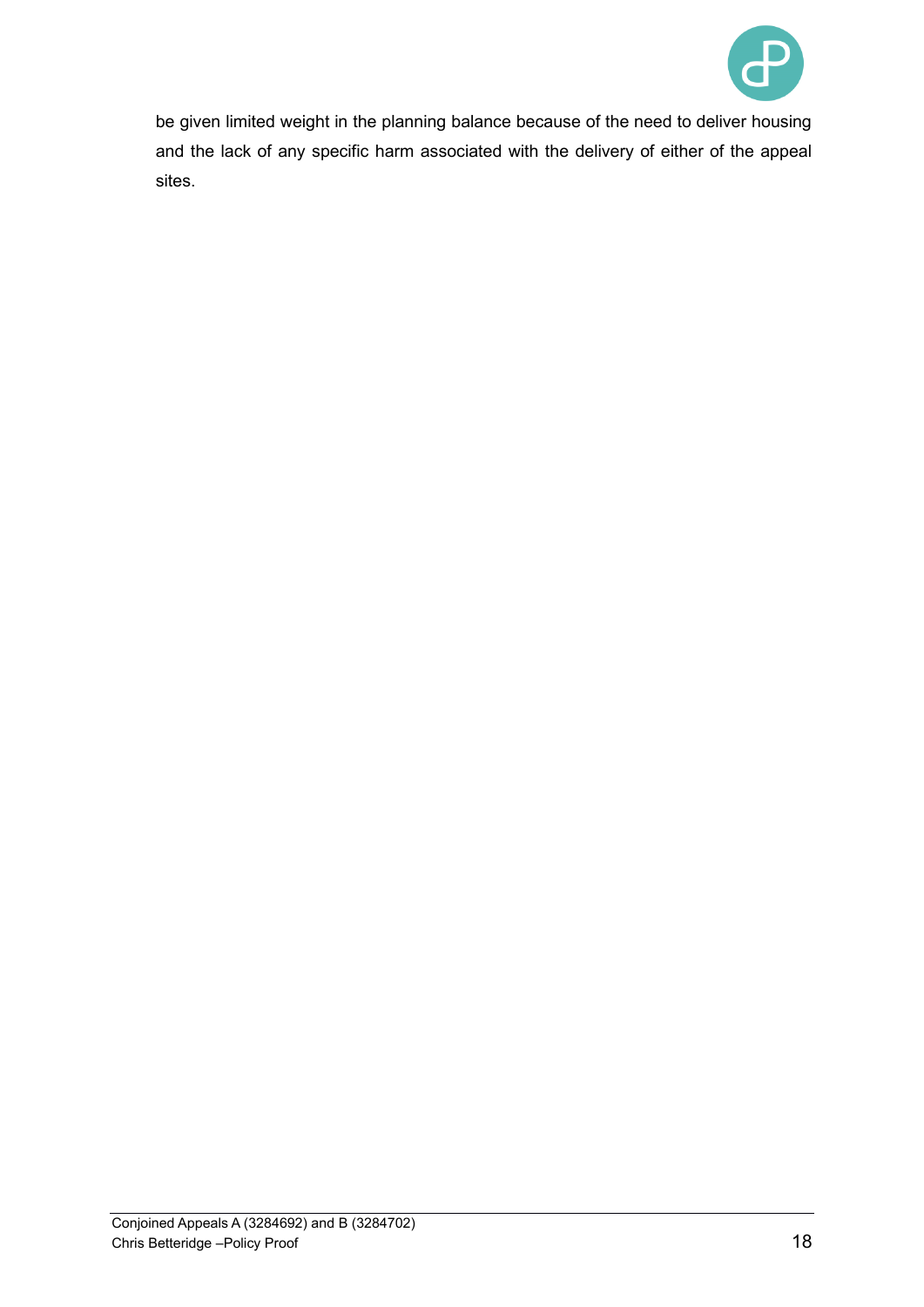be given limited weight in the planning balance because of the need to deliver housing and the lack of any specific harm associated with the delivery of either of the appeal sites.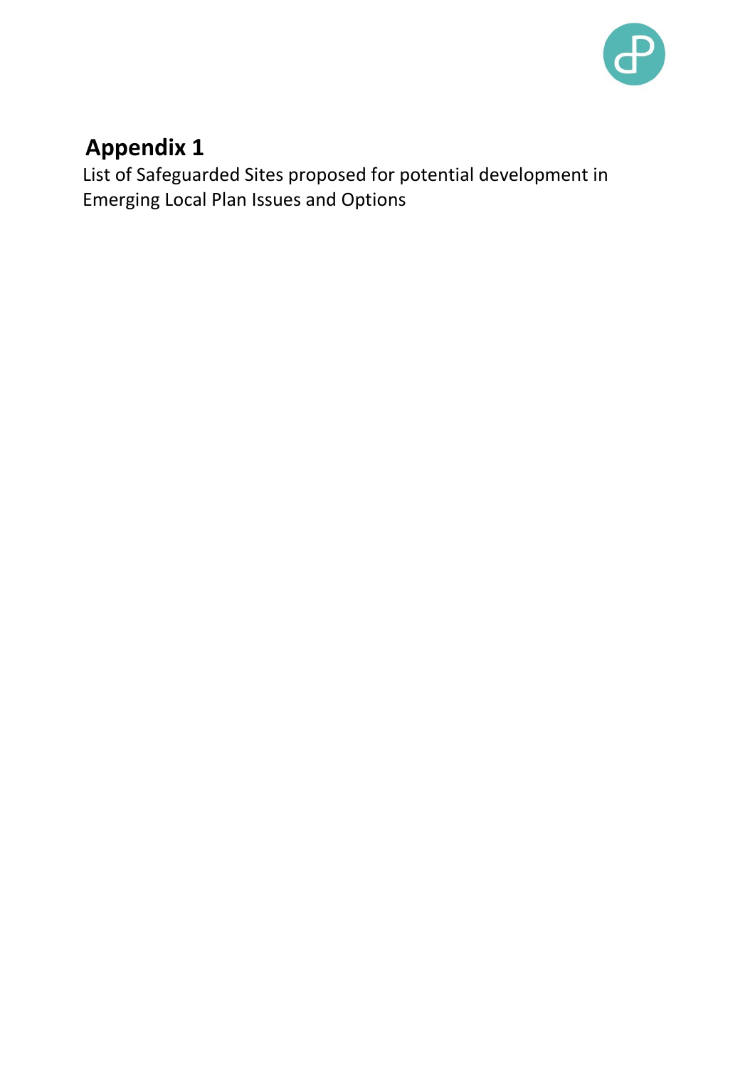# Appendix 1

List of Safeguarded Sites proposed for potential development in Emerging Local Plan Issues and Options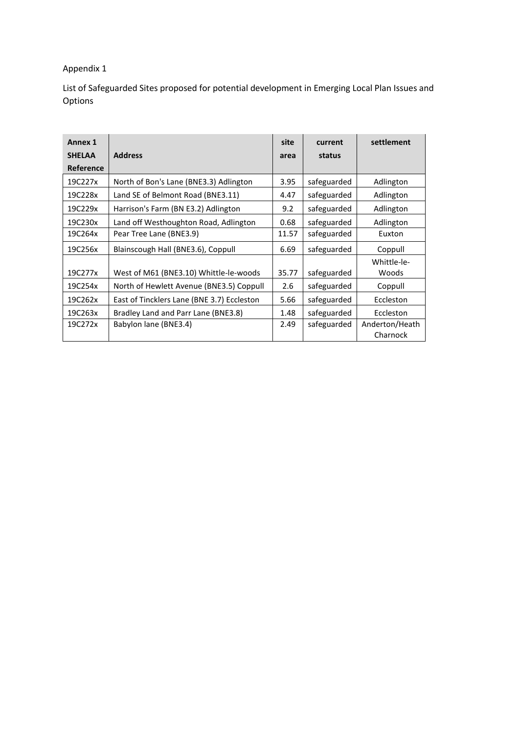Appendix 1

List of Safeguarded Sites proposed for potential development in Emerging Local Plan Issues and Options

| Annex 1 SHELAA Reference | Address | site area | current status | settlement |
|---|---|---|---|---|
| 19C227x | North of Bon's Lane (BNE3.3) Adlington | 3.95 | safeguarded | Adlington |
| 19C228x | Land SE of Belmont Road (BNE3.11) | 4.47 | safeguarded | Adlington |
| 19C229x | Harrison's Farm (BN E3.2) Adlington | 9.2 | safeguarded | Adlington |
| 19C230x | Land off Westhoughton Road, Adlington | 0.68 | safeguarded | Adlington |
| 19C264x | Pear Tree Lane (BNE3.9) | 11.57 | safeguarded | Euxton |
| 19C256x | Blainscough Hall (BNE3.6), Coppull | 6.69 | safeguarded | Coppull |
| 19C277x | West of M61 (BNE3.10) Whittle-le-woods | 35.77 | safeguarded | Whittle-le-Woods |
| 19C254x | North of Hewlett Avenue (BNE3.5) Coppull | 2.6 | safeguarded | Coppull |
| 19C262x | East of Tincklers Lane (BNE 3.7) Eccleston | 5.66 | safeguarded | Eccleston |
| 19C263x | Bradley Land and Parr Lane (BNE3.8) | 1.48 | safeguarded | Eccleston |
| 19C272x | Babylon lane (BNE3.4) | 2.49 | safeguarded | Anderton/Heath Charnock |